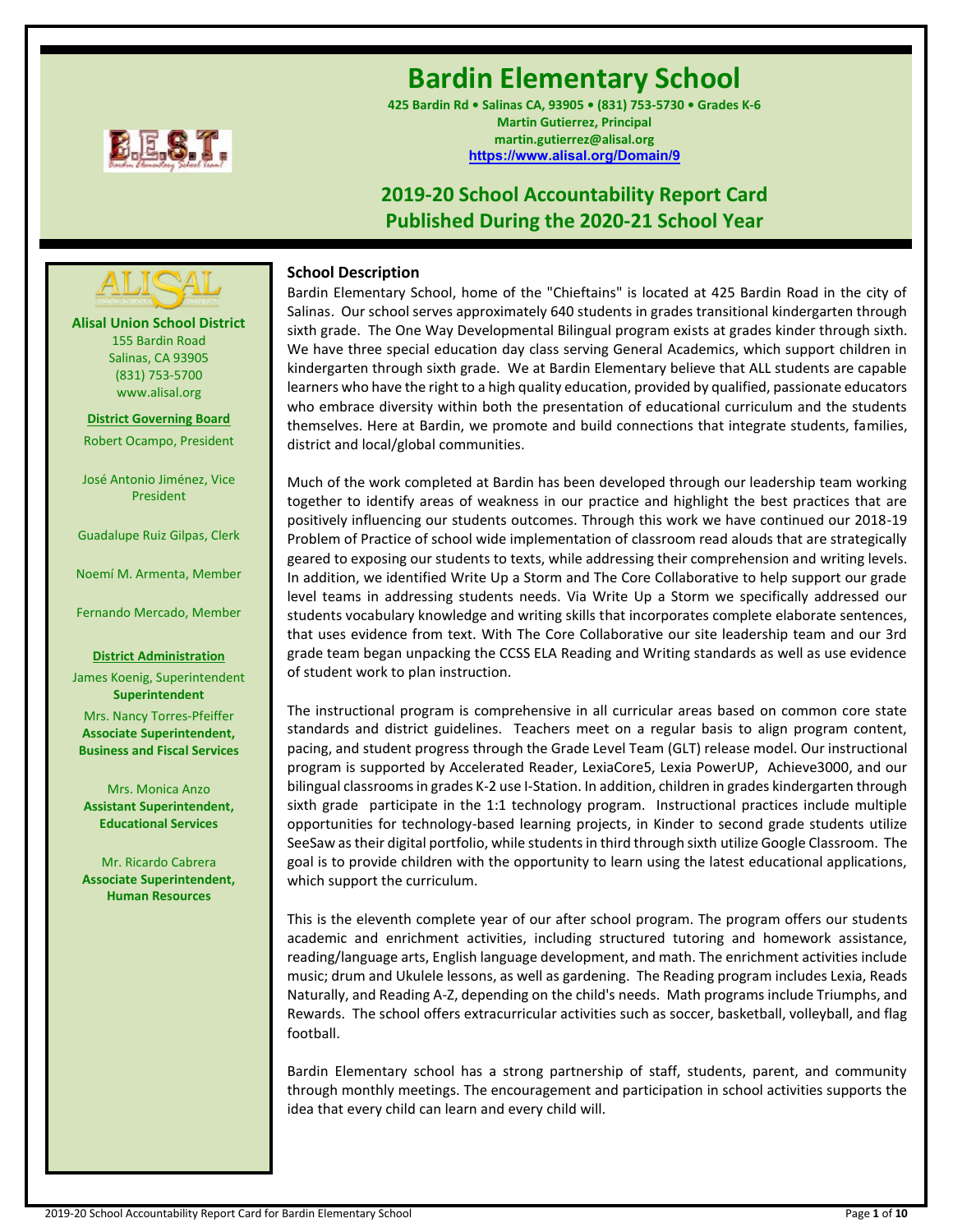# Bardin Elementary School

**425 Bardin Rd • Salinas CA, 93905 • (831) 753-5730 • Grades K-6**
**Martin Gutierrez, Principal**
**martin.gutierrez@alisal.org**
**https://www.alisal.org/Domain/9**

## 2019-20 School Accountability Report Card
## Published During the 2020-21 School Year

**Alisal Union School District**
155 Bardin Road
Salinas, CA 93905
(831) 753-5700
www.alisal.org

**District Governing Board**

Robert Ocampo, President

José Antonio Jiménez, Vice President

Guadalupe Ruiz Gilpas, Clerk

Noemí M. Armenta, Member

Fernando Mercado, Member

**District Administration**

James Koenig, Superintendent
**Superintendent**

Mrs. Nancy Torres-Pfeiffer
**Associate Superintendent, Business and Fiscal Services**

Mrs. Monica Anzo
**Assistant Superintendent, Educational Services**

Mr. Ricardo Cabrera
**Associate Superintendent, Human Resources**

### School Description

Bardin Elementary School, home of the "Chieftains" is located at 425 Bardin Road in the city of Salinas. Our school serves approximately 640 students in grades transitional kindergarten through sixth grade. The One Way Developmental Bilingual program exists at grades kinder through sixth. We have three special education day class serving General Academics, which support children in kindergarten through sixth grade. We at Bardin Elementary believe that ALL students are capable learners who have the right to a high quality education, provided by qualified, passionate educators who embrace diversity within both the presentation of educational curriculum and the students themselves. Here at Bardin, we promote and build connections that integrate students, families, district and local/global communities.

Much of the work completed at Bardin has been developed through our leadership team working together to identify areas of weakness in our practice and highlight the best practices that are positively influencing our students outcomes. Through this work we have continued our 2018-19 Problem of Practice of school wide implementation of classroom read alouds that are strategically geared to exposing our students to texts, while addressing their comprehension and writing levels. In addition, we identified Write Up a Storm and The Core Collaborative to help support our grade level teams in addressing students needs. Via Write Up a Storm we specifically addressed our students vocabulary knowledge and writing skills that incorporates complete elaborate sentences, that uses evidence from text. With The Core Collaborative our site leadership team and our 3rd grade team began unpacking the CCSS ELA Reading and Writing standards as well as use evidence of student work to plan instruction.

The instructional program is comprehensive in all curricular areas based on common core state standards and district guidelines. Teachers meet on a regular basis to align program content, pacing, and student progress through the Grade Level Team (GLT) release model. Our instructional program is supported by Accelerated Reader, LexiaCore5, Lexia PowerUP, Achieve3000, and our bilingual classrooms in grades K-2 use I-Station. In addition, children in grades kindergarten through sixth grade participate in the 1:1 technology program. Instructional practices include multiple opportunities for technology-based learning projects, in Kinder to second grade students utilize SeeSaw as their digital portfolio, while students in third through sixth utilize Google Classroom. The goal is to provide children with the opportunity to learn using the latest educational applications, which support the curriculum.

This is the eleventh complete year of our after school program. The program offers our students academic and enrichment activities, including structured tutoring and homework assistance, reading/language arts, English language development, and math. The enrichment activities include music; drum and Ukulele lessons, as well as gardening. The Reading program includes Lexia, Reads Naturally, and Reading A-Z, depending on the child's needs. Math programs include Triumphs, and Rewards. The school offers extracurricular activities such as soccer, basketball, volleyball, and flag football.

Bardin Elementary school has a strong partnership of staff, students, parent, and community through monthly meetings. The encouragement and participation in school activities supports the idea that every child can learn and every child will.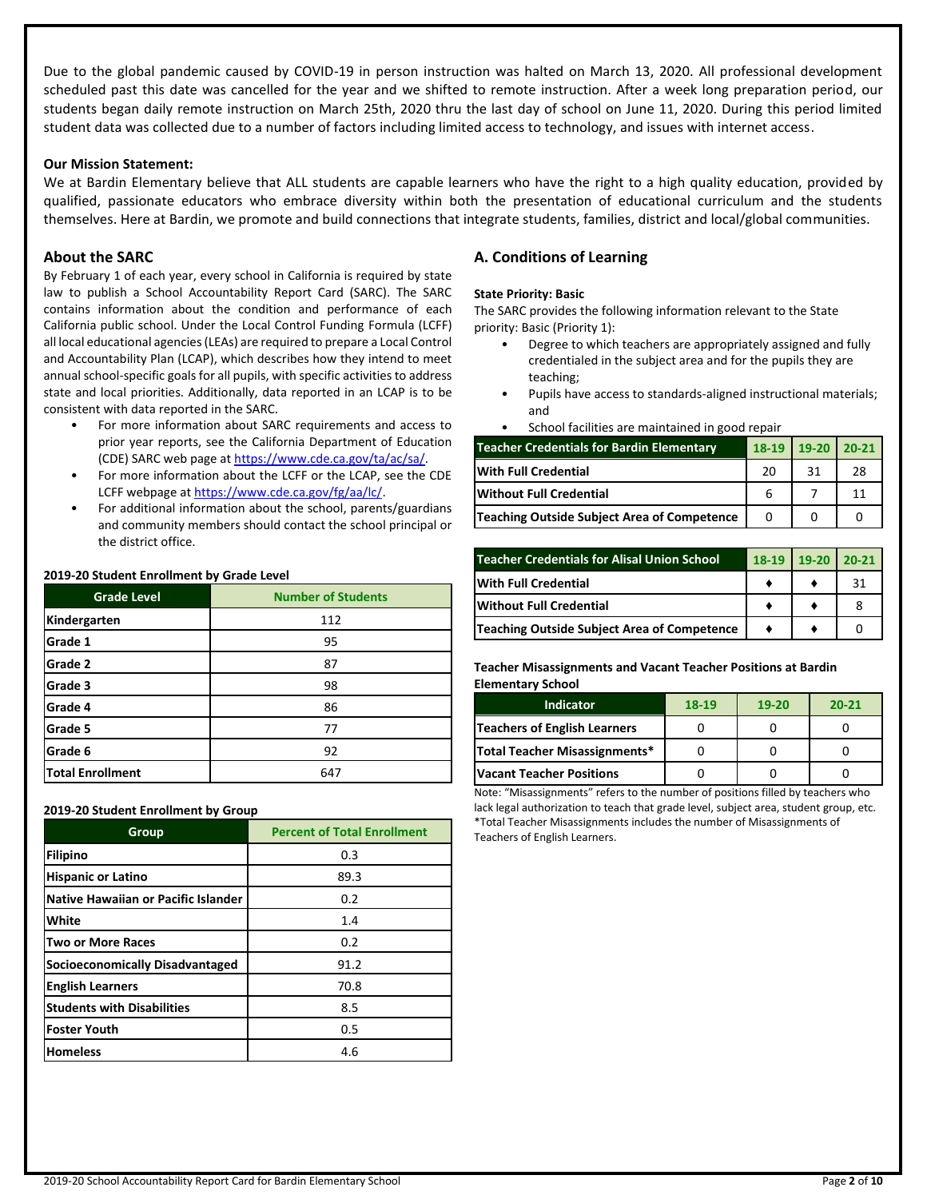Due to the global pandemic caused by COVID-19 in person instruction was halted on March 13, 2020. All professional development scheduled past this date was cancelled for the year and we shifted to remote instruction. After a week long preparation period, our students began daily remote instruction on March 25th, 2020 thru the last day of school on June 11, 2020. During this period limited student data was collected due to a number of factors including limited access to technology, and issues with internet access.

**Our Mission Statement:**

We at Bardin Elementary believe that ALL students are capable learners who have the right to a high quality education, provided by qualified, passionate educators who embrace diversity within both the presentation of educational curriculum and the students themselves. Here at Bardin, we promote and build connections that integrate students, families, district and local/global communities.

## About the SARC

By February 1 of each year, every school in California is required by state law to publish a School Accountability Report Card (SARC). The SARC contains information about the condition and performance of each California public school. Under the Local Control Funding Formula (LCFF) all local educational agencies (LEAs) are required to prepare a Local Control and Accountability Plan (LCAP), which describes how they intend to meet annual school-specific goals for all pupils, with specific activities to address state and local priorities. Additionally, data reported in an LCAP is to be consistent with data reported in the SARC.

- For more information about SARC requirements and access to prior year reports, see the California Department of Education (CDE) SARC web page at https://www.cde.ca.gov/ta/ac/sa/.
- For more information about the LCFF or the LCAP, see the CDE LCFF webpage at https://www.cde.ca.gov/fg/aa/lc/.
- For additional information about the school, parents/guardians and community members should contact the school principal or the district office.

**2019-20 Student Enrollment by Grade Level**

| Grade Level | Number of Students |
|---|---|
| Kindergarten | 112 |
| Grade 1 | 95 |
| Grade 2 | 87 |
| Grade 3 | 98 |
| Grade 4 | 86 |
| Grade 5 | 77 |
| Grade 6 | 92 |
| Total Enrollment | 647 |

**2019-20 Student Enrollment by Group**

| Group | Percent of Total Enrollment |
|---|---|
| Filipino | 0.3 |
| Hispanic or Latino | 89.3 |
| Native Hawaiian or Pacific Islander | 0.2 |
| White | 1.4 |
| Two or More Races | 0.2 |
| Socioeconomically Disadvantaged | 91.2 |
| English Learners | 70.8 |
| Students with Disabilities | 8.5 |
| Foster Youth | 0.5 |
| Homeless | 4.6 |

## A. Conditions of Learning

**State Priority: Basic**

The SARC provides the following information relevant to the State priority: Basic (Priority 1):

- Degree to which teachers are appropriately assigned and fully credentialed in the subject area and for the pupils they are teaching;
- Pupils have access to standards-aligned instructional materials; and
- School facilities are maintained in good repair

| Teacher Credentials for Bardin Elementary | 18-19 | 19-20 | 20-21 |
|---|---|---|---|
| With Full Credential | 20 | 31 | 28 |
| Without Full Credential | 6 | 7 | 11 |
| Teaching Outside Subject Area of Competence | 0 | 0 | 0 |

| Teacher Credentials for Alisal Union School | 18-19 | 19-20 | 20-21 |
|---|---|---|---|
| With Full Credential | ♦ | ♦ | 31 |
| Without Full Credential | ♦ | ♦ | 8 |
| Teaching Outside Subject Area of Competence | ♦ | ♦ | 0 |

**Teacher Misassignments and Vacant Teacher Positions at Bardin Elementary School**

| Indicator | 18-19 | 19-20 | 20-21 |
|---|---|---|---|
| Teachers of English Learners | 0 | 0 | 0 |
| Total Teacher Misassignments* | 0 | 0 | 0 |
| Vacant Teacher Positions | 0 | 0 | 0 |

Note: "Misassignments" refers to the number of positions filled by teachers who lack legal authorization to teach that grade level, subject area, student group, etc.
*Total Teacher Misassignments includes the number of Misassignments of Teachers of English Learners.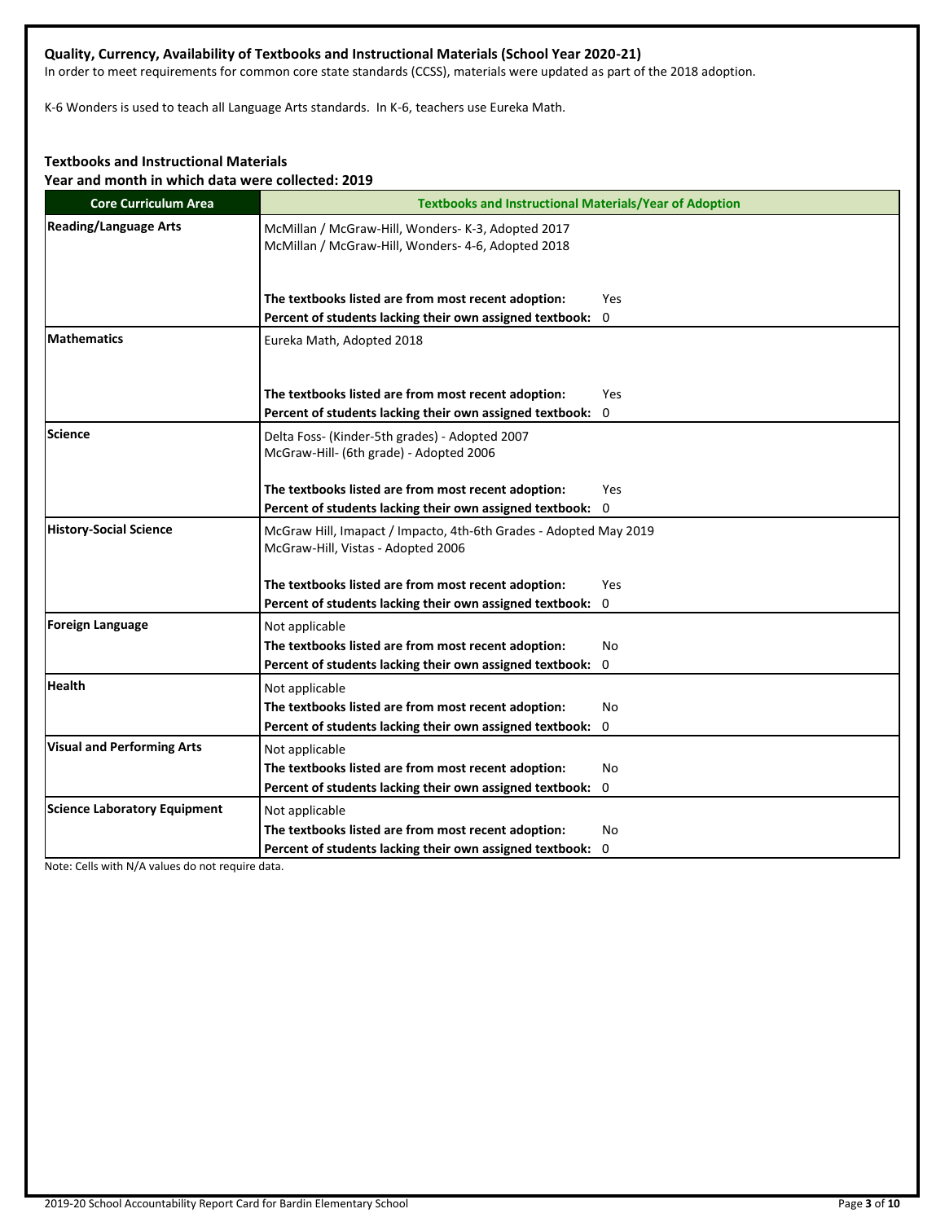### Quality, Currency, Availability of Textbooks and Instructional Materials (School Year 2020-21)

In order to meet requirements for common core state standards (CCSS), materials were updated as part of the 2018 adoption.

K-6 Wonders is used to teach all Language Arts standards. In K-6, teachers use Eureka Math.

### Textbooks and Instructional Materials

**Year and month in which data were collected: 2019**

| Core Curriculum Area | Textbooks and Instructional Materials/Year of Adoption |
|---|---|
| **Reading/Language Arts** | McMillan / McGraw-Hill, Wonders- K-3, Adopted 2017<br>McMillan / McGraw-Hill, Wonders- 4-6, Adopted 2018<br><br>**The textbooks listed are from most recent adoption:** Yes<br>**Percent of students lacking their own assigned textbook:** 0 |
| **Mathematics** | Eureka Math, Adopted 2018<br><br>**The textbooks listed are from most recent adoption:** Yes<br>**Percent of students lacking their own assigned textbook:** 0 |
| **Science** | Delta Foss- (Kinder-5th grades) - Adopted 2007<br>McGraw-Hill- (6th grade) - Adopted 2006<br><br>**The textbooks listed are from most recent adoption:** Yes<br>**Percent of students lacking their own assigned textbook:** 0 |
| **History-Social Science** | McGraw Hill, Imapact / Impacto, 4th-6th Grades - Adopted May 2019<br>McGraw-Hill, Vistas - Adopted 2006<br><br>**The textbooks listed are from most recent adoption:** Yes<br>**Percent of students lacking their own assigned textbook:** 0 |
| **Foreign Language** | Not applicable<br>**The textbooks listed are from most recent adoption:** No<br>**Percent of students lacking their own assigned textbook:** 0 |
| **Health** | Not applicable<br>**The textbooks listed are from most recent adoption:** No<br>**Percent of students lacking their own assigned textbook:** 0 |
| **Visual and Performing Arts** | Not applicable<br>**The textbooks listed are from most recent adoption:** No<br>**Percent of students lacking their own assigned textbook:** 0 |
| **Science Laboratory Equipment** | Not applicable<br>**The textbooks listed are from most recent adoption:** No<br>**Percent of students lacking their own assigned textbook:** 0 |

Note: Cells with N/A values do not require data.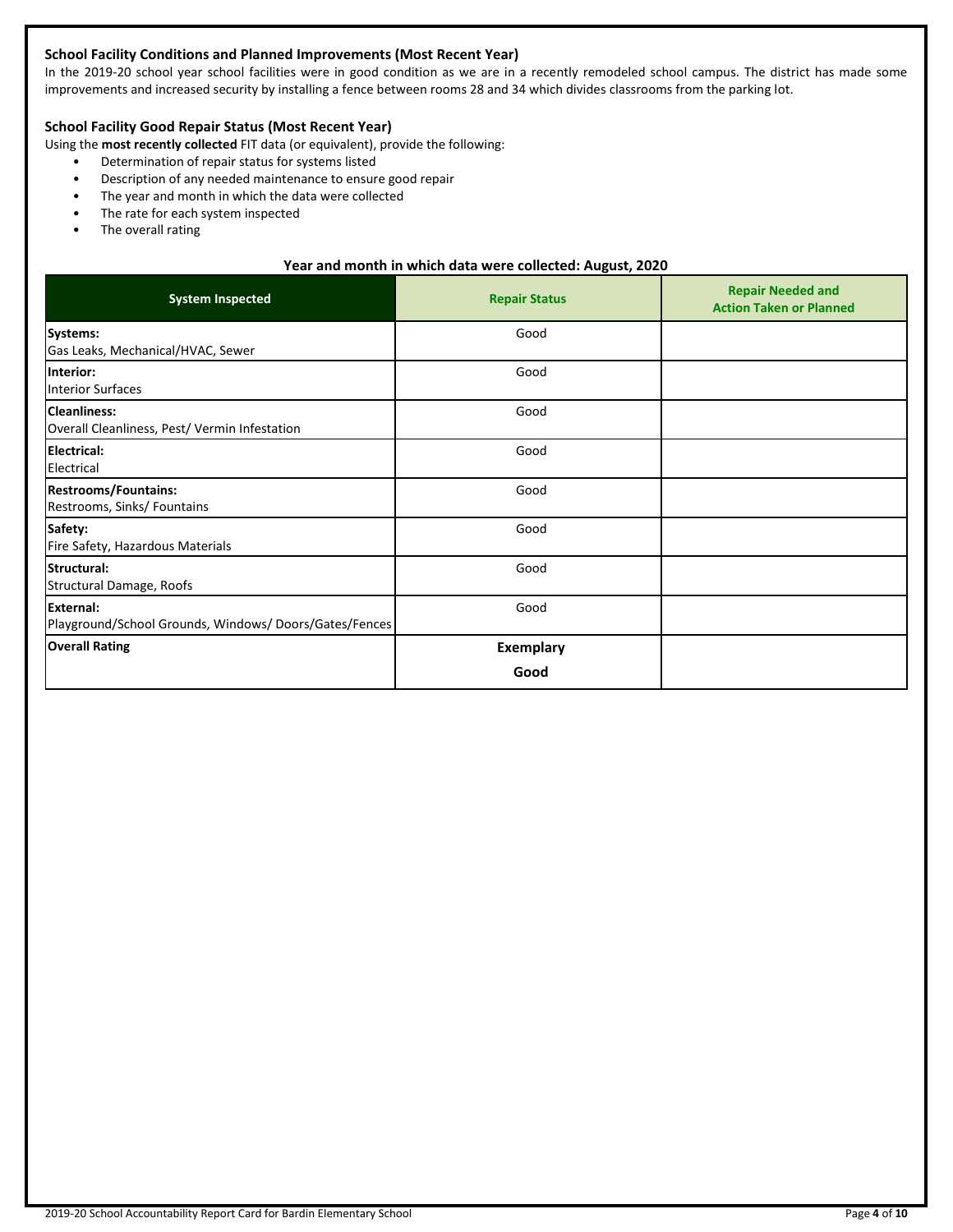### School Facility Conditions and Planned Improvements (Most Recent Year)

In the 2019-20 school year school facilities were in good condition as we are in a recently remodeled school campus. The district has made some improvements and increased security by installing a fence between rooms 28 and 34 which divides classrooms from the parking lot.

### School Facility Good Repair Status (Most Recent Year)

Using the **most recently collected** FIT data (or equivalent), provide the following:

- Determination of repair status for systems listed
- Description of any needed maintenance to ensure good repair
- The year and month in which the data were collected
- The rate for each system inspected
- The overall rating

**Year and month in which data were collected: August, 2020**

| System Inspected | Repair Status | Repair Needed and Action Taken or Planned |
|---|---|---|
| **Systems:** Gas Leaks, Mechanical/HVAC, Sewer | Good | |
| **Interior:** Interior Surfaces | Good | |
| **Cleanliness:** Overall Cleanliness, Pest/ Vermin Infestation | Good | |
| **Electrical:** Electrical | Good | |
| **Restrooms/Fountains:** Restrooms, Sinks/ Fountains | Good | |
| **Safety:** Fire Safety, Hazardous Materials | Good | |
| **Structural:** Structural Damage, Roofs | Good | |
| **External:** Playground/School Grounds, Windows/ Doors/Gates/Fences | Good | |
| **Overall Rating** | **Exemplary** **Good** | |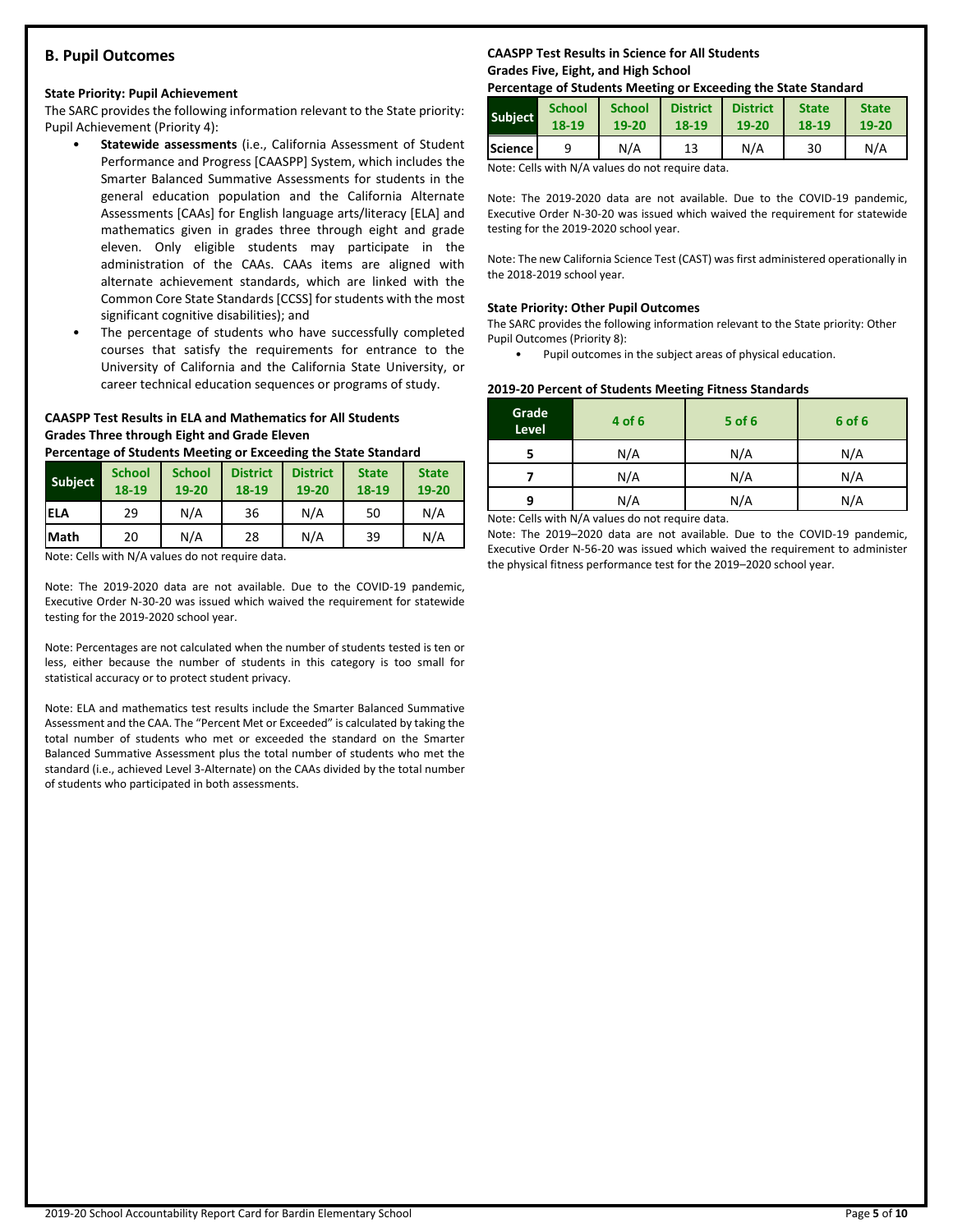## B. Pupil Outcomes

### State Priority: Pupil Achievement

The SARC provides the following information relevant to the State priority: Pupil Achievement (Priority 4):

- **Statewide assessments** (i.e., California Assessment of Student Performance and Progress [CAASPP] System, which includes the Smarter Balanced Summative Assessments for students in the general education population and the California Alternate Assessments [CAAs] for English language arts/literacy [ELA] and mathematics given in grades three through eight and grade eleven. Only eligible students may participate in the administration of the CAAs. CAAs items are aligned with alternate achievement standards, which are linked with the Common Core State Standards [CCSS] for students with the most significant cognitive disabilities); and
- The percentage of students who have successfully completed courses that satisfy the requirements for entrance to the University of California and the California State University, or career technical education sequences or programs of study.

**CAASPP Test Results in ELA and Mathematics for All Students**
**Grades Three through Eight and Grade Eleven**
**Percentage of Students Meeting or Exceeding the State Standard**

| Subject | School 18-19 | School 19-20 | District 18-19 | District 19-20 | State 18-19 | State 19-20 |
|---|---|---|---|---|---|---|
| ELA | 29 | N/A | 36 | N/A | 50 | N/A |
| Math | 20 | N/A | 28 | N/A | 39 | N/A |

Note: Cells with N/A values do not require data.

Note: The 2019-2020 data are not available. Due to the COVID-19 pandemic, Executive Order N-30-20 was issued which waived the requirement for statewide testing for the 2019-2020 school year.

Note: Percentages are not calculated when the number of students tested is ten or less, either because the number of students in this category is too small for statistical accuracy or to protect student privacy.

Note: ELA and mathematics test results include the Smarter Balanced Summative Assessment and the CAA. The "Percent Met or Exceeded" is calculated by taking the total number of students who met or exceeded the standard on the Smarter Balanced Summative Assessment plus the total number of students who met the standard (i.e., achieved Level 3-Alternate) on the CAAs divided by the total number of students who participated in both assessments.

**CAASPP Test Results in Science for All Students**
**Grades Five, Eight, and High School**
**Percentage of Students Meeting or Exceeding the State Standard**

| Subject | School 18-19 | School 19-20 | District 18-19 | District 19-20 | State 18-19 | State 19-20 |
|---|---|---|---|---|---|---|
| Science | 9 | N/A | 13 | N/A | 30 | N/A |

Note: Cells with N/A values do not require data.

Note: The 2019-2020 data are not available. Due to the COVID-19 pandemic, Executive Order N-30-20 was issued which waived the requirement for statewide testing for the 2019-2020 school year.

Note: The new California Science Test (CAST) was first administered operationally in the 2018-2019 school year.

### State Priority: Other Pupil Outcomes

The SARC provides the following information relevant to the State priority: Other Pupil Outcomes (Priority 8):

- Pupil outcomes in the subject areas of physical education.

**2019-20 Percent of Students Meeting Fitness Standards**

| Grade Level | 4 of 6 | 5 of 6 | 6 of 6 |
|---|---|---|---|
| 5 | N/A | N/A | N/A |
| 7 | N/A | N/A | N/A |
| 9 | N/A | N/A | N/A |

Note: Cells with N/A values do not require data.

Note: The 2019–2020 data are not available. Due to the COVID-19 pandemic, Executive Order N-56-20 was issued which waived the requirement to administer the physical fitness performance test for the 2019–2020 school year.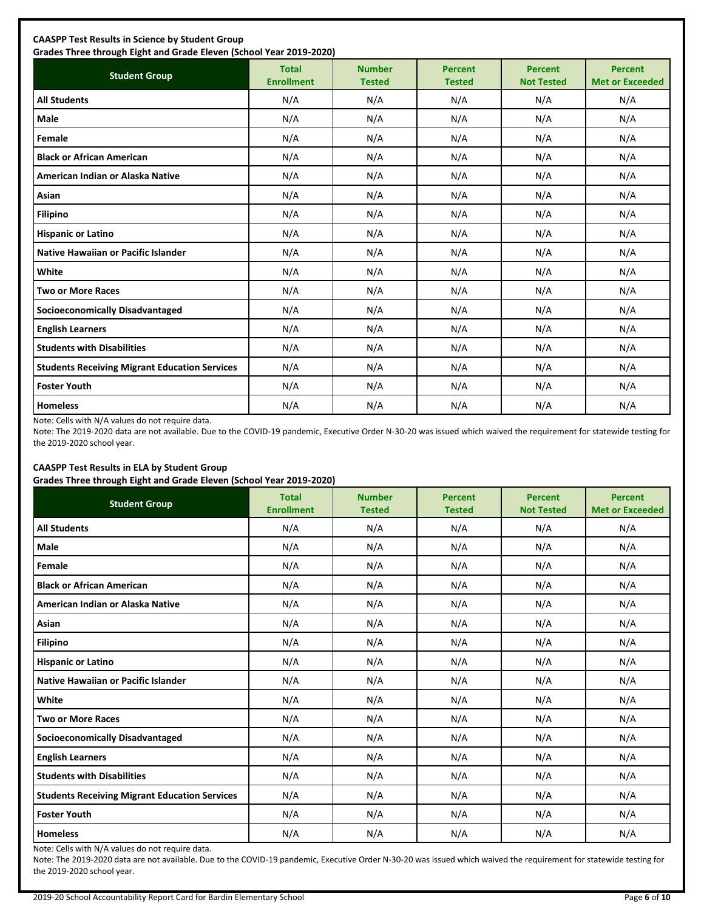**CAASPP Test Results in Science by Student Group**
**Grades Three through Eight and Grade Eleven (School Year 2019-2020)**

| Student Group | Total Enrollment | Number Tested | Percent Tested | Percent Not Tested | Percent Met or Exceeded |
|---|---|---|---|---|---|
| **All Students** | N/A | N/A | N/A | N/A | N/A |
| **Male** | N/A | N/A | N/A | N/A | N/A |
| **Female** | N/A | N/A | N/A | N/A | N/A |
| **Black or African American** | N/A | N/A | N/A | N/A | N/A |
| **American Indian or Alaska Native** | N/A | N/A | N/A | N/A | N/A |
| **Asian** | N/A | N/A | N/A | N/A | N/A |
| **Filipino** | N/A | N/A | N/A | N/A | N/A |
| **Hispanic or Latino** | N/A | N/A | N/A | N/A | N/A |
| **Native Hawaiian or Pacific Islander** | N/A | N/A | N/A | N/A | N/A |
| **White** | N/A | N/A | N/A | N/A | N/A |
| **Two or More Races** | N/A | N/A | N/A | N/A | N/A |
| **Socioeconomically Disadvantaged** | N/A | N/A | N/A | N/A | N/A |
| **English Learners** | N/A | N/A | N/A | N/A | N/A |
| **Students with Disabilities** | N/A | N/A | N/A | N/A | N/A |
| **Students Receiving Migrant Education Services** | N/A | N/A | N/A | N/A | N/A |
| **Foster Youth** | N/A | N/A | N/A | N/A | N/A |
| **Homeless** | N/A | N/A | N/A | N/A | N/A |

Note: Cells with N/A values do not require data.

Note: The 2019-2020 data are not available. Due to the COVID-19 pandemic, Executive Order N-30-20 was issued which waived the requirement for statewide testing for the 2019-2020 school year.

**CAASPP Test Results in ELA by Student Group**
**Grades Three through Eight and Grade Eleven (School Year 2019-2020)**

| Student Group | Total Enrollment | Number Tested | Percent Tested | Percent Not Tested | Percent Met or Exceeded |
|---|---|---|---|---|---|
| **All Students** | N/A | N/A | N/A | N/A | N/A |
| **Male** | N/A | N/A | N/A | N/A | N/A |
| **Female** | N/A | N/A | N/A | N/A | N/A |
| **Black or African American** | N/A | N/A | N/A | N/A | N/A |
| **American Indian or Alaska Native** | N/A | N/A | N/A | N/A | N/A |
| **Asian** | N/A | N/A | N/A | N/A | N/A |
| **Filipino** | N/A | N/A | N/A | N/A | N/A |
| **Hispanic or Latino** | N/A | N/A | N/A | N/A | N/A |
| **Native Hawaiian or Pacific Islander** | N/A | N/A | N/A | N/A | N/A |
| **White** | N/A | N/A | N/A | N/A | N/A |
| **Two or More Races** | N/A | N/A | N/A | N/A | N/A |
| **Socioeconomically Disadvantaged** | N/A | N/A | N/A | N/A | N/A |
| **English Learners** | N/A | N/A | N/A | N/A | N/A |
| **Students with Disabilities** | N/A | N/A | N/A | N/A | N/A |
| **Students Receiving Migrant Education Services** | N/A | N/A | N/A | N/A | N/A |
| **Foster Youth** | N/A | N/A | N/A | N/A | N/A |
| **Homeless** | N/A | N/A | N/A | N/A | N/A |

Note: Cells with N/A values do not require data.

Note: The 2019-2020 data are not available. Due to the COVID-19 pandemic, Executive Order N-30-20 was issued which waived the requirement for statewide testing for the 2019-2020 school year.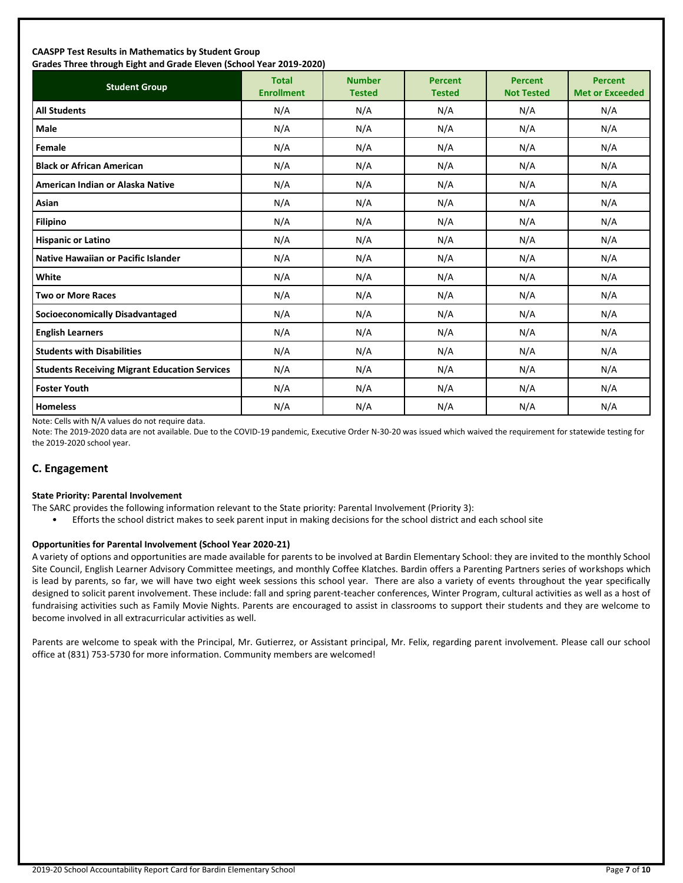**CAASPP Test Results in Mathematics by Student Group**
**Grades Three through Eight and Grade Eleven (School Year 2019-2020)**

| Student Group | Total Enrollment | Number Tested | Percent Tested | Percent Not Tested | Percent Met or Exceeded |
|---|---|---|---|---|---|
| **All Students** | N/A | N/A | N/A | N/A | N/A |
| **Male** | N/A | N/A | N/A | N/A | N/A |
| **Female** | N/A | N/A | N/A | N/A | N/A |
| **Black or African American** | N/A | N/A | N/A | N/A | N/A |
| **American Indian or Alaska Native** | N/A | N/A | N/A | N/A | N/A |
| **Asian** | N/A | N/A | N/A | N/A | N/A |
| **Filipino** | N/A | N/A | N/A | N/A | N/A |
| **Hispanic or Latino** | N/A | N/A | N/A | N/A | N/A |
| **Native Hawaiian or Pacific Islander** | N/A | N/A | N/A | N/A | N/A |
| **White** | N/A | N/A | N/A | N/A | N/A |
| **Two or More Races** | N/A | N/A | N/A | N/A | N/A |
| **Socioeconomically Disadvantaged** | N/A | N/A | N/A | N/A | N/A |
| **English Learners** | N/A | N/A | N/A | N/A | N/A |
| **Students with Disabilities** | N/A | N/A | N/A | N/A | N/A |
| **Students Receiving Migrant Education Services** | N/A | N/A | N/A | N/A | N/A |
| **Foster Youth** | N/A | N/A | N/A | N/A | N/A |
| **Homeless** | N/A | N/A | N/A | N/A | N/A |

Note: Cells with N/A values do not require data.

Note: The 2019-2020 data are not available. Due to the COVID-19 pandemic, Executive Order N-30-20 was issued which waived the requirement for statewide testing for the 2019-2020 school year.

## C. Engagement

**State Priority: Parental Involvement**

The SARC provides the following information relevant to the State priority: Parental Involvement (Priority 3):

- Efforts the school district makes to seek parent input in making decisions for the school district and each school site

**Opportunities for Parental Involvement (School Year 2020-21)**

A variety of options and opportunities are made available for parents to be involved at Bardin Elementary School: they are invited to the monthly School Site Council, English Learner Advisory Committee meetings, and monthly Coffee Klatches. Bardin offers a Parenting Partners series of workshops which is lead by parents, so far, we will have two eight week sessions this school year. There are also a variety of events throughout the year specifically designed to solicit parent involvement. These include: fall and spring parent-teacher conferences, Winter Program, cultural activities as well as a host of fundraising activities such as Family Movie Nights. Parents are encouraged to assist in classrooms to support their students and they are welcome to become involved in all extracurricular activities as well.

Parents are welcome to speak with the Principal, Mr. Gutierrez, or Assistant principal, Mr. Felix, regarding parent involvement. Please call our school office at (831) 753-5730 for more information. Community members are welcomed!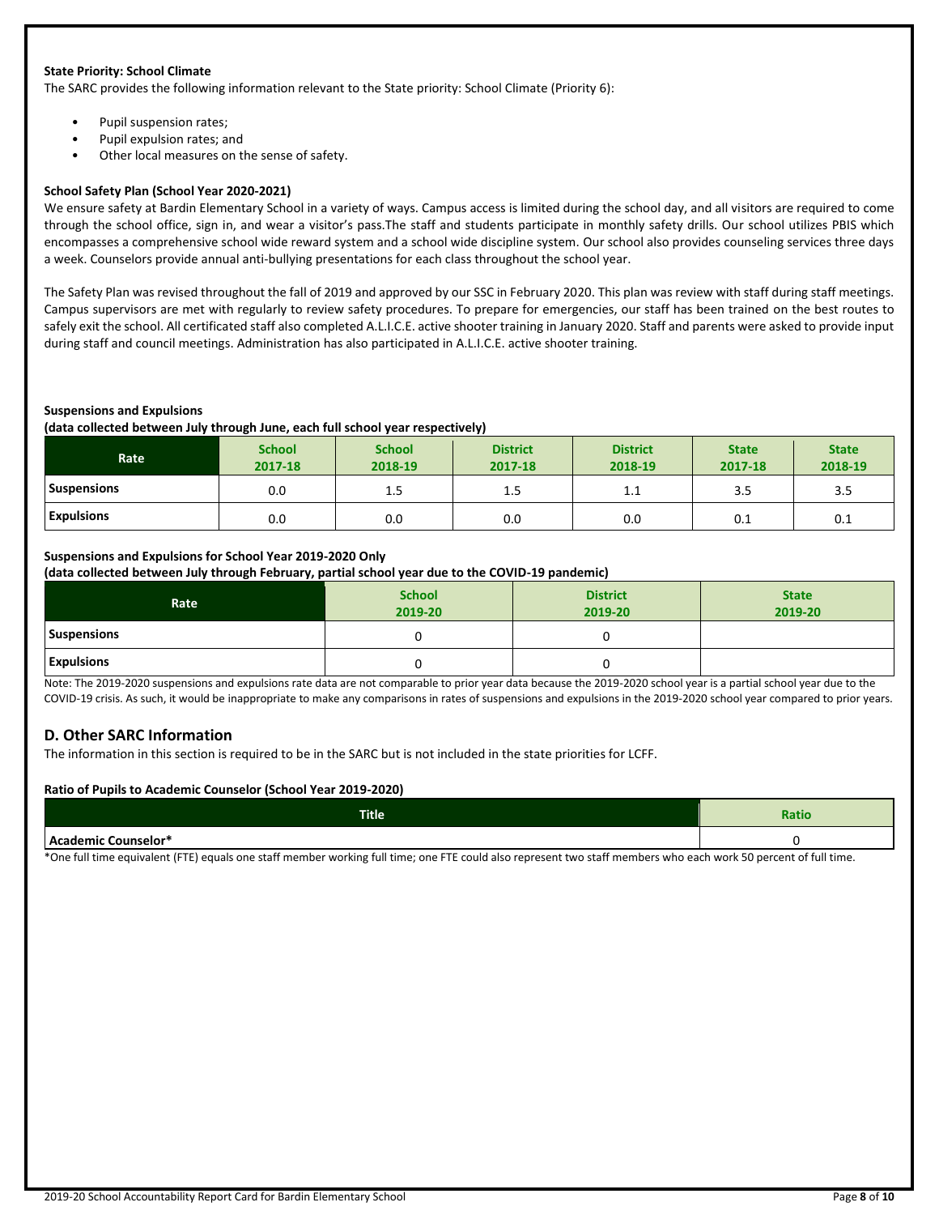**State Priority: School Climate**

The SARC provides the following information relevant to the State priority: School Climate (Priority 6):

- Pupil suspension rates;
- Pupil expulsion rates; and
- Other local measures on the sense of safety.

**School Safety Plan (School Year 2020-2021)**

We ensure safety at Bardin Elementary School in a variety of ways. Campus access is limited during the school day, and all visitors are required to come through the school office, sign in, and wear a visitor's pass.The staff and students participate in monthly safety drills. Our school utilizes PBIS which encompasses a comprehensive school wide reward system and a school wide discipline system. Our school also provides counseling services three days a week. Counselors provide annual anti-bullying presentations for each class throughout the school year.

The Safety Plan was revised throughout the fall of 2019 and approved by our SSC in February 2020. This plan was review with staff during staff meetings. Campus supervisors are met with regularly to review safety procedures. To prepare for emergencies, our staff has been trained on the best routes to safely exit the school. All certificated staff also completed A.L.I.C.E. active shooter training in January 2020. Staff and parents were asked to provide input during staff and council meetings. Administration has also participated in A.L.I.C.E. active shooter training.

**Suspensions and Expulsions**

**(data collected between July through June, each full school year respectively)**

| Rate | School 2017-18 | School 2018-19 | District 2017-18 | District 2018-19 | State 2017-18 | State 2018-19 |
|---|---|---|---|---|---|---|
| Suspensions | 0.0 | 1.5 | 1.5 | 1.1 | 3.5 | 3.5 |
| Expulsions | 0.0 | 0.0 | 0.0 | 0.0 | 0.1 | 0.1 |

**Suspensions and Expulsions for School Year 2019-2020 Only**

**(data collected between July through February, partial school year due to the COVID-19 pandemic)**

| Rate | School 2019-20 | District 2019-20 | State 2019-20 |
|---|---|---|---|
| Suspensions | 0 | 0 | |
| Expulsions | 0 | 0 | |

Note: The 2019-2020 suspensions and expulsions rate data are not comparable to prior year data because the 2019-2020 school year is a partial school year due to the COVID-19 crisis. As such, it would be inappropriate to make any comparisons in rates of suspensions and expulsions in the 2019-2020 school year compared to prior years.

## D. Other SARC Information

The information in this section is required to be in the SARC but is not included in the state priorities for LCFF.

**Ratio of Pupils to Academic Counselor (School Year 2019-2020)**

| Title | Ratio |
|---|---|
| Academic Counselor* | 0 |

*One full time equivalent (FTE) equals one staff member working full time; one FTE could also represent two staff members who each work 50 percent of full time.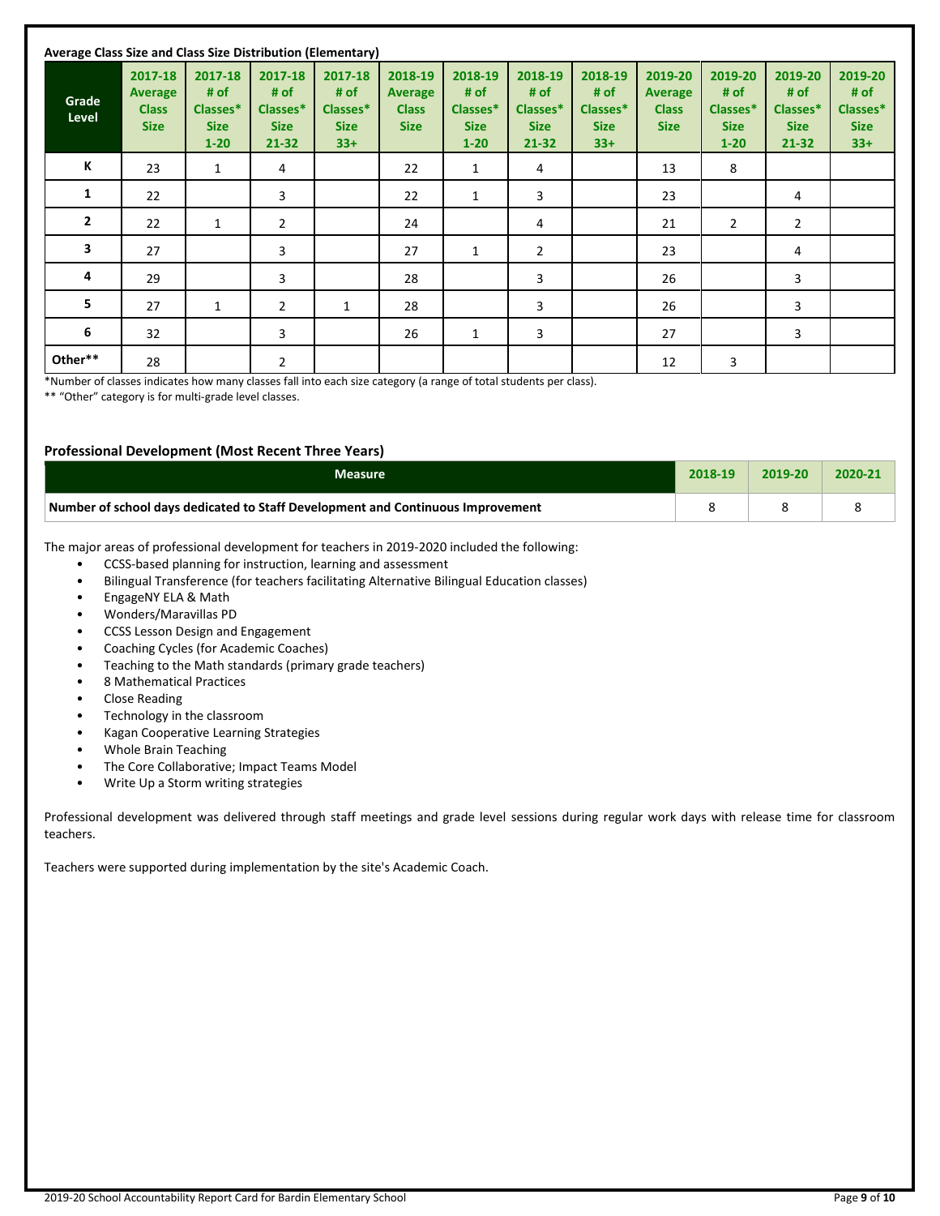**Average Class Size and Class Size Distribution (Elementary)**

| Grade Level | 2017-18 Average Class Size | 2017-18 # of Classes* Size 1-20 | 2017-18 # of Classes* Size 21-32 | 2017-18 # of Classes* Size 33+ | 2018-19 Average Class Size | 2018-19 # of Classes* Size 1-20 | 2018-19 # of Classes* Size 21-32 | 2018-19 # of Classes* Size 33+ | 2019-20 Average Class Size | 2019-20 # of Classes* Size 1-20 | 2019-20 # of Classes* Size 21-32 | 2019-20 # of Classes* Size 33+ |
|---|---|---|---|---|---|---|---|---|---|---|---|---|
| K | 23 | 1 | 4 | | 22 | 1 | 4 | | 13 | 8 | | |
| 1 | 22 | | 3 | | 22 | 1 | 3 | | 23 | | 4 | |
| 2 | 22 | 1 | 2 | | 24 | | 4 | | 21 | 2 | 2 | |
| 3 | 27 | | 3 | | 27 | 1 | 2 | | 23 | | 4 | |
| 4 | 29 | | 3 | | 28 | | 3 | | 26 | | 3 | |
| 5 | 27 | 1 | 2 | 1 | 28 | | 3 | | 26 | | 3 | |
| 6 | 32 | | 3 | | 26 | 1 | 3 | | 27 | | 3 | |
| Other** | 28 | | 2 | | | | | | 12 | 3 | | |

*Number of classes indicates how many classes fall into each size category (a range of total students per class).

** "Other" category is for multi-grade level classes.

**Professional Development (Most Recent Three Years)**

| Measure | 2018-19 | 2019-20 | 2020-21 |
|---|---|---|---|
| Number of school days dedicated to Staff Development and Continuous Improvement | 8 | 8 | 8 |

The major areas of professional development for teachers in 2019-2020 included the following:

- CCSS-based planning for instruction, learning and assessment
- Bilingual Transference (for teachers facilitating Alternative Bilingual Education classes)
- EngageNY ELA & Math
- Wonders/Maravillas PD
- CCSS Lesson Design and Engagement
- Coaching Cycles (for Academic Coaches)
- Teaching to the Math standards (primary grade teachers)
- 8 Mathematical Practices
- Close Reading
- Technology in the classroom
- Kagan Cooperative Learning Strategies
- Whole Brain Teaching
- The Core Collaborative; Impact Teams Model
- Write Up a Storm writing strategies

Professional development was delivered through staff meetings and grade level sessions during regular work days with release time for classroom teachers.

Teachers were supported during implementation by the site's Academic Coach.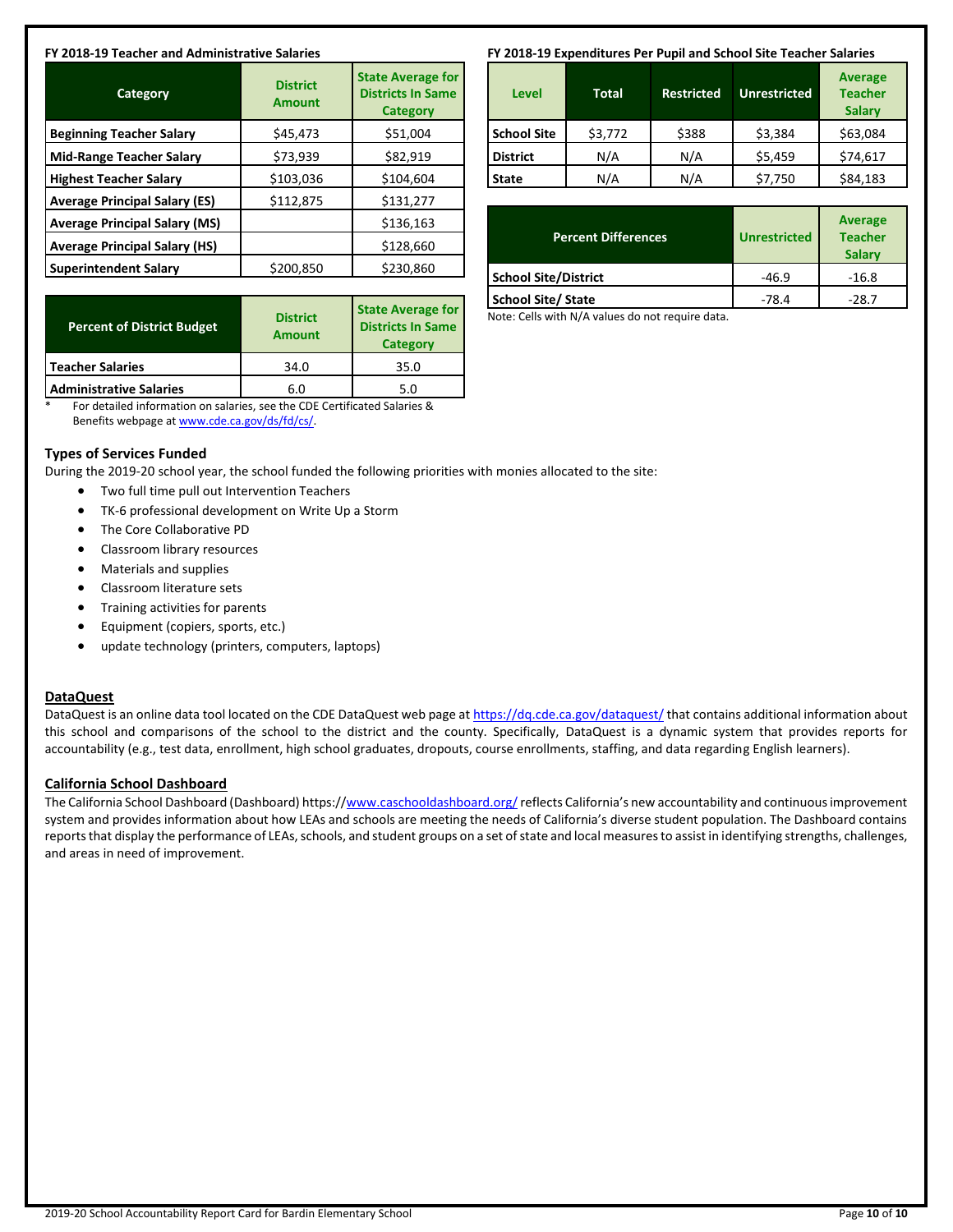**FY 2018-19 Teacher and Administrative Salaries**

| Category | District Amount | State Average for Districts In Same Category |
|---|---|---|
| Beginning Teacher Salary | $45,473 | $51,004 |
| Mid-Range Teacher Salary | $73,939 | $82,919 |
| Highest Teacher Salary | $103,036 | $104,604 |
| Average Principal Salary (ES) | $112,875 | $131,277 |
| Average Principal Salary (MS) | | $136,163 |
| Average Principal Salary (HS) | | $128,660 |
| Superintendent Salary | $200,850 | $230,860 |

| Percent of District Budget | District Amount | State Average for Districts In Same Category |
|---|---|---|
| Teacher Salaries | 34.0 | 35.0 |
| Administrative Salaries | 6.0 | 5.0 |

\* For detailed information on salaries, see the CDE Certificated Salaries & Benefits webpage at www.cde.ca.gov/ds/fd/cs/.

**FY 2018-19 Expenditures Per Pupil and School Site Teacher Salaries**

| Level | Total | Restricted | Unrestricted | Average Teacher Salary |
|---|---|---|---|---|
| School Site | $3,772 | $388 | $3,384 | $63,084 |
| District | N/A | N/A | $5,459 | $74,617 |
| State | N/A | N/A | $7,750 | $84,183 |

| Percent Differences | Unrestricted | Average Teacher Salary |
|---|---|---|
| School Site/District | -46.9 | -16.8 |
| School Site/ State | -78.4 | -28.7 |

Note: Cells with N/A values do not require data.

### Types of Services Funded

During the 2019-20 school year, the school funded the following priorities with monies allocated to the site:

- Two full time pull out Intervention Teachers
- TK-6 professional development on Write Up a Storm
- The Core Collaborative PD
- Classroom library resources
- Materials and supplies
- Classroom literature sets
- Training activities for parents
- Equipment (copiers, sports, etc.)
- update technology (printers, computers, laptops)

### DataQuest

DataQuest is an online data tool located on the CDE DataQuest web page at https://dq.cde.ca.gov/dataquest/ that contains additional information about this school and comparisons of the school to the district and the county. Specifically, DataQuest is a dynamic system that provides reports for accountability (e.g., test data, enrollment, high school graduates, dropouts, course enrollments, staffing, and data regarding English learners).

### California School Dashboard

The California School Dashboard (Dashboard) https://www.caschooldashboard.org/ reflects California's new accountability and continuous improvement system and provides information about how LEAs and schools are meeting the needs of California's diverse student population. The Dashboard contains reports that display the performance of LEAs, schools, and student groups on a set of state and local measures to assist in identifying strengths, challenges, and areas in need of improvement.